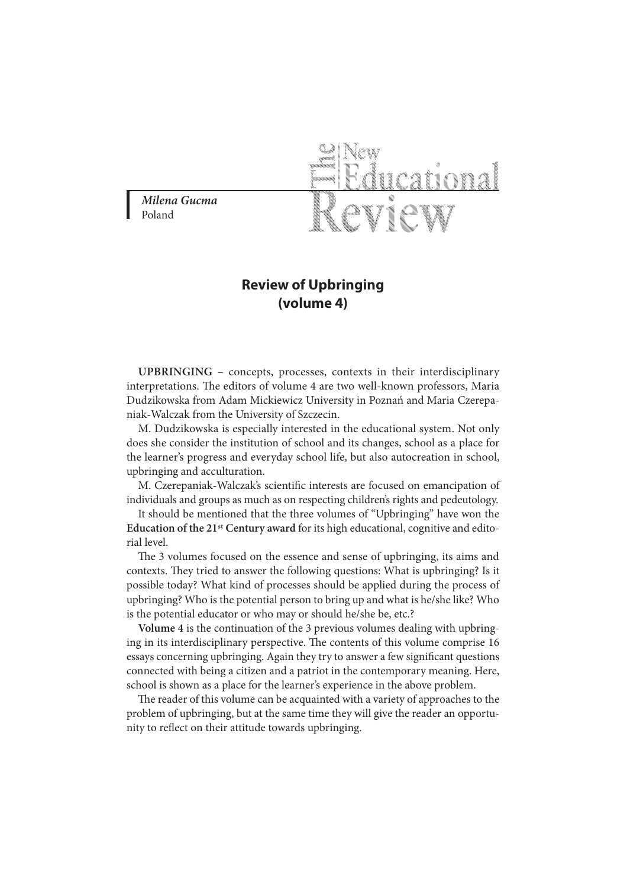*Milena Gucma*
Poland

# Review of Upbringing (volume 4)

**UPBRINGING** – concepts, processes, contexts in their interdisciplinary interpretations. The editors of volume 4 are two well-known professors, Maria Dudzikowska from Adam Mickiewicz University in Poznań and Maria Czerepaniak-Walczak from the University of Szczecin.

M. Dudzikowska is especially interested in the educational system. Not only does she consider the institution of school and its changes, school as a place for the learner's progress and everyday school life, but also autocreation in school, upbringing and acculturation.

M. Czerepaniak-Walczak's scientific interests are focused on emancipation of individuals and groups as much as on respecting children's rights and pedeutology.

It should be mentioned that the three volumes of "Upbringing" have won the **Education of the 21st Century award** for its high educational, cognitive and editorial level.

The 3 volumes focused on the essence and sense of upbringing, its aims and contexts. They tried to answer the following questions: What is upbringing? Is it possible today? What kind of processes should be applied during the process of upbringing? Who is the potential person to bring up and what is he/she like? Who is the potential educator or who may or should he/she be, etc.?

**Volume 4** is the continuation of the 3 previous volumes dealing with upbringing in its interdisciplinary perspective. The contents of this volume comprise 16 essays concerning upbringing. Again they try to answer a few significant questions connected with being a citizen and a patriot in the contemporary meaning. Here, school is shown as a place for the learner's experience in the above problem.

The reader of this volume can be acquainted with a variety of approaches to the problem of upbringing, but at the same time they will give the reader an opportunity to reflect on their attitude towards upbringing.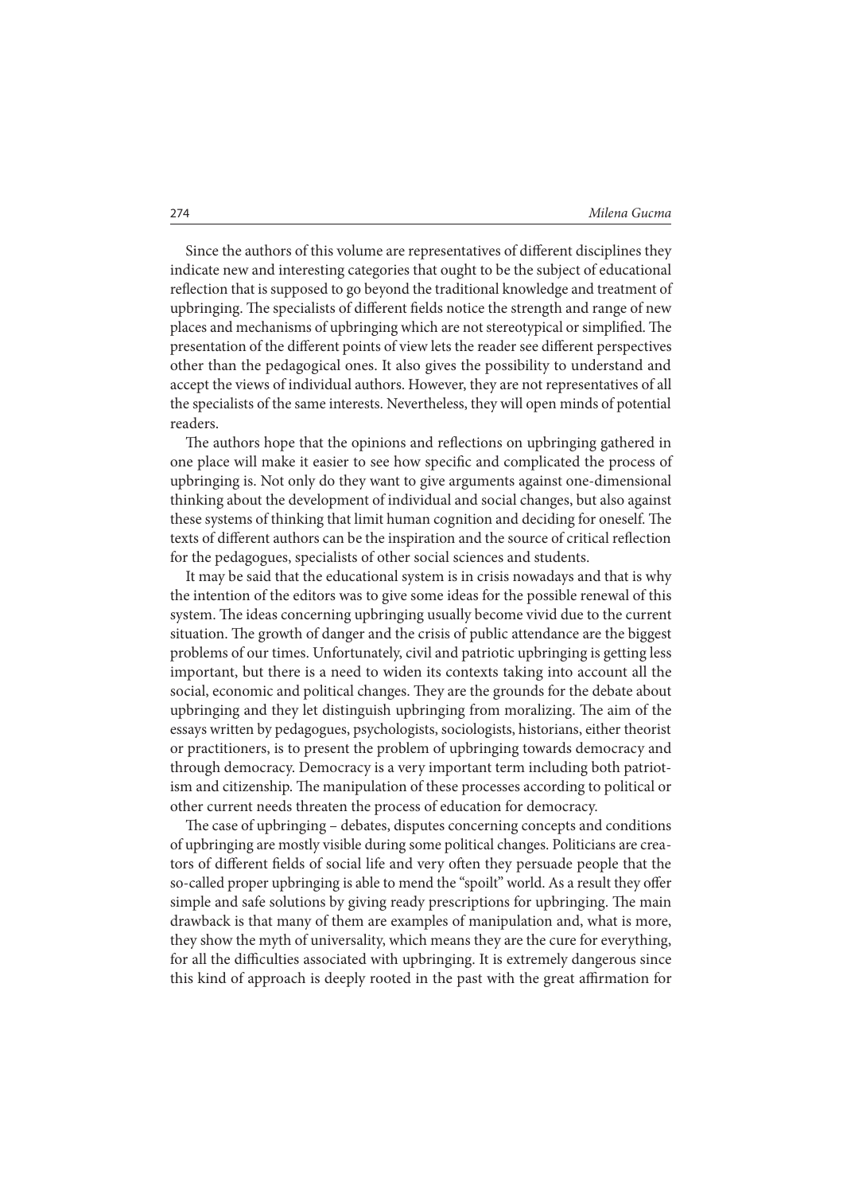Since the authors of this volume are representatives of different disciplines they indicate new and interesting categories that ought to be the subject of educational reflection that is supposed to go beyond the traditional knowledge and treatment of upbringing. The specialists of different fields notice the strength and range of new places and mechanisms of upbringing which are not stereotypical or simplified. The presentation of the different points of view lets the reader see different perspectives other than the pedagogical ones. It also gives the possibility to understand and accept the views of individual authors. However, they are not representatives of all the specialists of the same interests. Nevertheless, they will open minds of potential readers.

The authors hope that the opinions and reflections on upbringing gathered in one place will make it easier to see how specific and complicated the process of upbringing is. Not only do they want to give arguments against one-dimensional thinking about the development of individual and social changes, but also against these systems of thinking that limit human cognition and deciding for oneself. The texts of different authors can be the inspiration and the source of critical reflection for the pedagogues, specialists of other social sciences and students.

It may be said that the educational system is in crisis nowadays and that is why the intention of the editors was to give some ideas for the possible renewal of this system. The ideas concerning upbringing usually become vivid due to the current situation. The growth of danger and the crisis of public attendance are the biggest problems of our times. Unfortunately, civil and patriotic upbringing is getting less important, but there is a need to widen its contexts taking into account all the social, economic and political changes. They are the grounds for the debate about upbringing and they let distinguish upbringing from moralizing. The aim of the essays written by pedagogues, psychologists, sociologists, historians, either theorist or practitioners, is to present the problem of upbringing towards democracy and through democracy. Democracy is a very important term including both patriotism and citizenship. The manipulation of these processes according to political or other current needs threaten the process of education for democracy.

The case of upbringing – debates, disputes concerning concepts and conditions of upbringing are mostly visible during some political changes. Politicians are creators of different fields of social life and very often they persuade people that the so-called proper upbringing is able to mend the "spoilt" world. As a result they offer simple and safe solutions by giving ready prescriptions for upbringing. The main drawback is that many of them are examples of manipulation and, what is more, they show the myth of universality, which means they are the cure for everything, for all the difficulties associated with upbringing. It is extremely dangerous since this kind of approach is deeply rooted in the past with the great affirmation for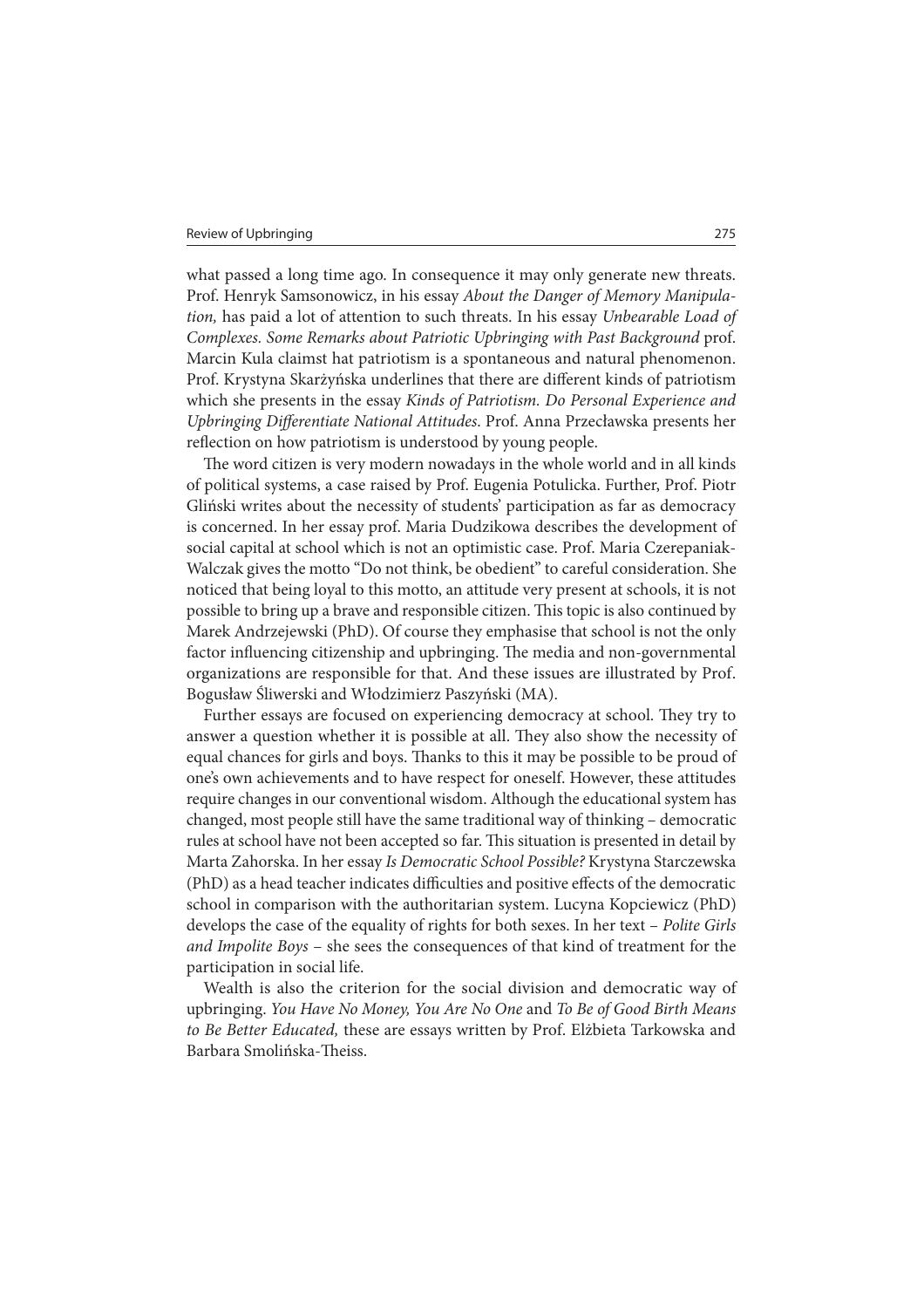what passed a long time ago. In consequence it may only generate new threats. Prof. Henryk Samsonowicz, in his essay *About the Danger of Memory Manipulation,* has paid a lot of attention to such threats. In his essay *Unbearable Load of Complexes. Some Remarks about Patriotic Upbringing with Past Background* prof. Marcin Kula claimst hat patriotism is a spontaneous and natural phenomenon. Prof. Krystyna Skarżyńska underlines that there are different kinds of patriotism which she presents in the essay *Kinds of Patriotism. Do Personal Experience and Upbringing Differentiate National Attitudes*. Prof. Anna Przecławska presents her reflection on how patriotism is understood by young people.

The word citizen is very modern nowadays in the whole world and in all kinds of political systems, a case raised by Prof. Eugenia Potulicka. Further, Prof. Piotr Gliński writes about the necessity of students' participation as far as democracy is concerned. In her essay prof. Maria Dudzikowa describes the development of social capital at school which is not an optimistic case. Prof. Maria Czerepaniak-Walczak gives the motto "Do not think, be obedient" to careful consideration. She noticed that being loyal to this motto, an attitude very present at schools, it is not possible to bring up a brave and responsible citizen. This topic is also continued by Marek Andrzejewski (PhD). Of course they emphasise that school is not the only factor influencing citizenship and upbringing. The media and non-governmental organizations are responsible for that. And these issues are illustrated by Prof. Bogusław Śliwerski and Włodzimierz Paszyński (MA).

Further essays are focused on experiencing democracy at school. They try to answer a question whether it is possible at all. They also show the necessity of equal chances for girls and boys. Thanks to this it may be possible to be proud of one's own achievements and to have respect for oneself. However, these attitudes require changes in our conventional wisdom. Although the educational system has changed, most people still have the same traditional way of thinking – democratic rules at school have not been accepted so far. This situation is presented in detail by Marta Zahorska. In her essay *Is Democratic School Possible?* Krystyna Starczewska (PhD) as a head teacher indicates difficulties and positive effects of the democratic school in comparison with the authoritarian system. Lucyna Kopciewicz (PhD) develops the case of the equality of rights for both sexes. In her text – *Polite Girls and Impolite Boys* – she sees the consequences of that kind of treatment for the participation in social life.

Wealth is also the criterion for the social division and democratic way of upbringing. *You Have No Money, You Are No One* and *To Be of Good Birth Means to Be Better Educated,* these are essays written by Prof. Elżbieta Tarkowska and Barbara Smolińska-Theiss.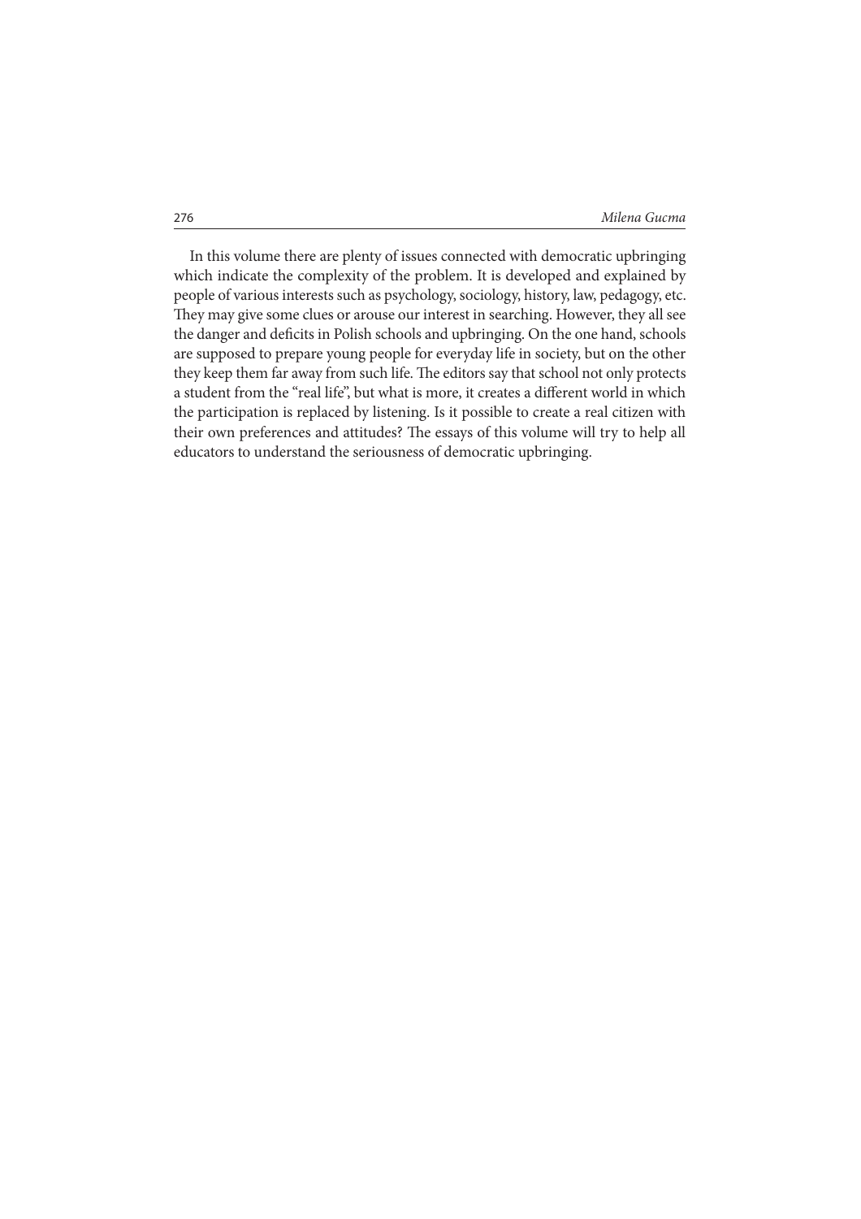In this volume there are plenty of issues connected with democratic upbringing which indicate the complexity of the problem. It is developed and explained by people of various interests such as psychology, sociology, history, law, pedagogy, etc. They may give some clues or arouse our interest in searching. However, they all see the danger and deficits in Polish schools and upbringing. On the one hand, schools are supposed to prepare young people for everyday life in society, but on the other they keep them far away from such life. The editors say that school not only protects a student from the "real life", but what is more, it creates a different world in which the participation is replaced by listening. Is it possible to create a real citizen with their own preferences and attitudes? The essays of this volume will try to help all educators to understand the seriousness of democratic upbringing.